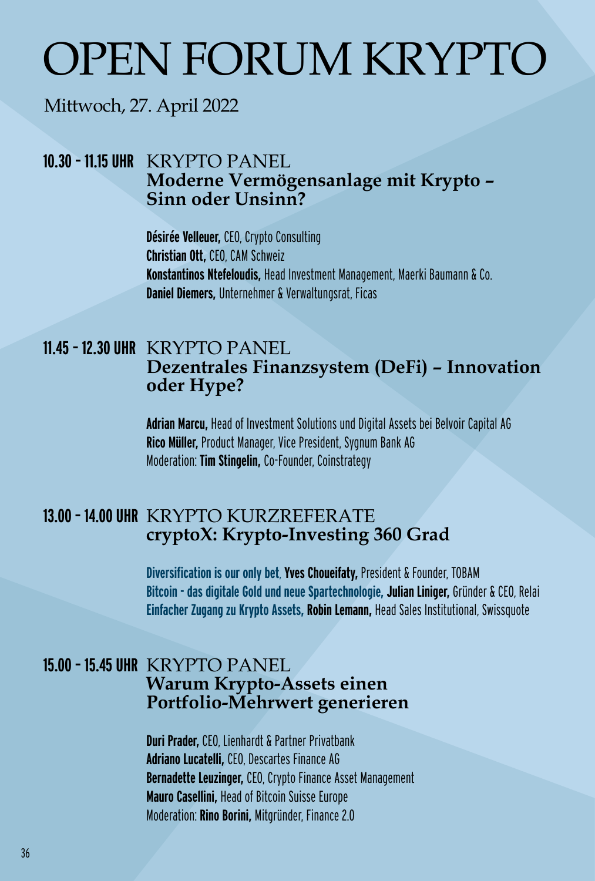# OPEN FORUM KRYPTO

Mittwoch, 27. April 2022

## 10.30 – 11.15 UHR KRYPTO PANEL

### Moderne Vermögensanlage mit Krypto – Sinn oder Unsinn?

**Désirée Velleuer,** CEO, Crypto Consulting
**Christian Ott,** CEO, CAM Schweiz
**Konstantinos Ntefeloudis,** Head Investment Management, Maerki Baumann & Co.
**Daniel Diemers,** Unternehmer & Verwaltungsrat, Ficas

## 11.45 – 12.30 UHR KRYPTO PANEL

### Dezentrales Finanzsystem (DeFi) – Innovation oder Hype?

**Adrian Marcu,** Head of Investment Solutions und Digital Assets bei Belvoir Capital AG
**Rico Müller,** Product Manager, Vice President, Sygnum Bank AG
Moderation: **Tim Stingelin,** Co-Founder, Coinstrategy

## 13.00 – 14.00 UHR KRYPTO KURZREFERATE

### cryptoX: Krypto-Investing 360 Grad

**Diversification is our only bet**, **Yves Choueifaty,** President & Founder, TOBAM
**Bitcoin – das digitale Gold und neue Spartechnologie,** **Julian Liniger,** Gründer & CEO, Relai
**Einfacher Zugang zu Krypto Assets,** **Robin Lemann,** Head Sales Institutional, Swissquote

## 15.00 – 15.45 UHR KRYPTO PANEL

### Warum Krypto-Assets einen Portfolio-Mehrwert generieren

**Duri Prader,** CEO, Lienhardt & Partner Privatbank
**Adriano Lucatelli,** CEO, Descartes Finance AG
**Bernadette Leuzinger,** CEO, Crypto Finance Asset Management
**Mauro Casellini,** Head of Bitcoin Suisse Europe
Moderation: **Rino Borini,** Mitgründer, Finance 2.0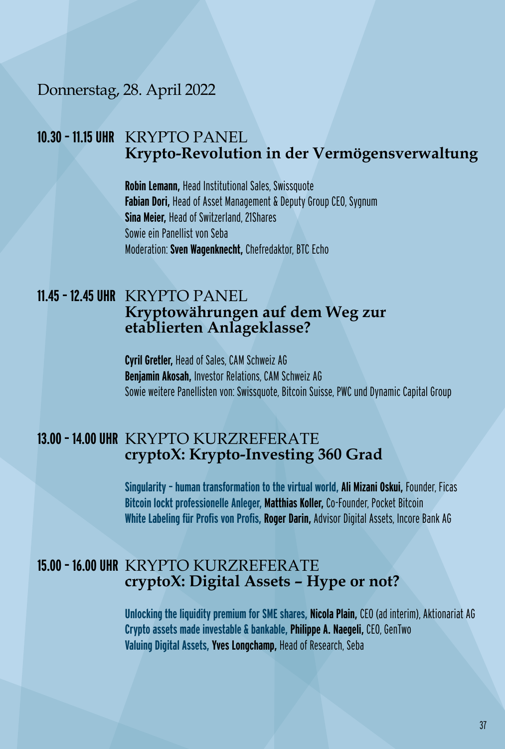Donnerstag, 28. April 2022

## 10.30 – 11.15 UHR KRYPTO PANEL
### Krypto-Revolution in der Vermögensverwaltung

**Robin Lemann,** Head Institutional Sales, Swissquote
**Fabian Dori,** Head of Asset Management & Deputy Group CEO, Sygnum
**Sina Meier,** Head of Switzerland, 21Shares
Sowie ein Panellist von Seba
Moderation: **Sven Wagenknecht,** Chefredaktor, BTC Echo

## 11.45 – 12.45 UHR KRYPTO PANEL
### Kryptowährungen auf dem Weg zur etablierten Anlageklasse?

**Cyril Gretler,** Head of Sales, CAM Schweiz AG
**Benjamin Akosah,** Investor Relations, CAM Schweiz AG
Sowie weitere Panellisten von: Swissquote, Bitcoin Suisse, PWC und Dynamic Capital Group

## 13.00 – 14.00 UHR KRYPTO KURZREFERATE
### cryptoX: Krypto-Investing 360 Grad

**Singularity – human transformation to the virtual world, Ali Mizani Oskui,** Founder, Ficas
**Bitcoin lockt professionelle Anleger, Matthias Koller,** Co-Founder, Pocket Bitcoin
**White Labeling für Profis von Profis, Roger Darin,** Advisor Digital Assets, Incore Bank AG

## 15.00 – 16.00 UHR KRYPTO KURZREFERATE
### cryptoX: Digital Assets – Hype or not?

**Unlocking the liquidity premium for SME shares, Nicola Plain,** CEO (ad interim), Aktionariat AG
**Crypto assets made investable & bankable, Philippe A. Naegeli,** CEO, GenTwo
**Valuing Digital Assets, Yves Longchamp,** Head of Research, Seba